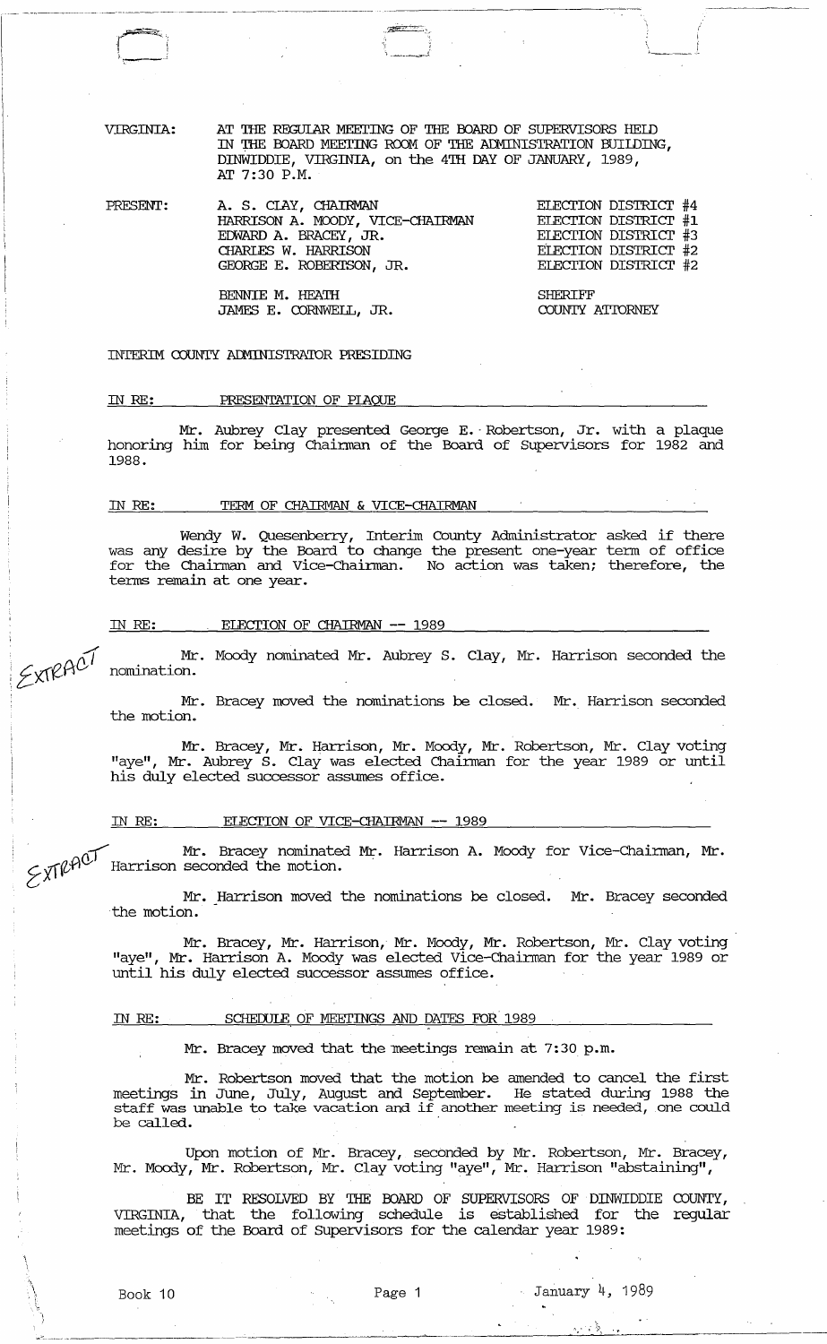VIRGINIA: AT THE REGULAR MEETING OF THE BOARD OF SUPERVISORS HELD IN THE BOARD MEETING ROOM OF THE ADMINISTRATION BUILDING, DINWIDDIE, VIRGINIA, on the 4TH DAY OF JANUARY, 1989, AT 7:30 P.M.

PRESENT:

| | |
|---|---|
| A. S. CLAY, CHAIRMAN | ELECTION DISTRICT #4 |
| HARRISON A. MOODY, VICE-CHAIRMAN | ELECTION DISTRICT #1 |
| EDWARD A. BRACEY, JR. | ELECTION DISTRICT #3 |
| CHARLES W. HARRISON | ELECTION DISTRICT #2 |
| GEORGE E. ROBERTSON, JR. | ELECTION DISTRICT #2 |
| BENNIE M. HEATH | SHERIFF |
| JAMES E. CORNWELL, JR. | COUNTY ATTORNEY |

INTERIM COUNTY ADMINISTRATOR PRESIDING

IN RE: PRESENTATION OF PLAQUE

Mr. Aubrey Clay presented George E. Robertson, Jr. with a plaque honoring him for being Chairman of the Board of Supervisors for 1982 and 1988.

IN RE: TERM OF CHAIRMAN & VICE-CHAIRMAN

Wendy W. Quesenberry, Interim County Administrator asked if there was any desire by the Board to change the present one-year term of office for the Chairman and Vice-Chairman. No action was taken; therefore, the terms remain at one year.

IN RE: ELECTION OF CHAIRMAN -- 1989

EXTRACT

Mr. Moody nominated Mr. Aubrey S. Clay, Mr. Harrison seconded the nomination.

Mr. Bracey moved the nominations be closed. Mr. Harrison seconded the motion.

Mr. Bracey, Mr. Harrison, Mr. Moody, Mr. Robertson, Mr. Clay voting "aye", Mr. Aubrey S. Clay was elected Chairman for the year 1989 or until his duly elected successor assumes office.

IN RE: ELECTION OF VICE-CHAIRMAN -- 1989

EXTRACT

Mr. Bracey nominated Mr. Harrison A. Moody for Vice-Chairman, Mr. Harrison seconded the motion.

Mr. Harrison moved the nominations be closed. Mr. Bracey seconded the motion.

Mr. Bracey, Mr. Harrison, Mr. Moody, Mr. Robertson, Mr. Clay voting "aye", Mr. Harrison A. Moody was elected Vice-Chairman for the year 1989 or until his duly elected successor assumes office.

IN RE: SCHEDULE OF MEETINGS AND DATES FOR 1989

Mr. Bracey moved that the meetings remain at 7:30 p.m.

Mr. Robertson moved that the motion be amended to cancel the first meetings in June, July, August and September. He stated during 1988 the staff was unable to take vacation and if another meeting is needed, one could be called.

Upon motion of Mr. Bracey, seconded by Mr. Robertson, Mr. Bracey, Mr. Moody, Mr. Robertson, Mr. Clay voting "aye", Mr. Harrison "abstaining",

BE IT RESOLVED BY THE BOARD OF SUPERVISORS OF DINWIDDIE COUNTY, VIRGINIA, that the following schedule is established for the regular meetings of the Board of Supervisors for the calendar year 1989:

Book 10 Page 1 January 4, 1989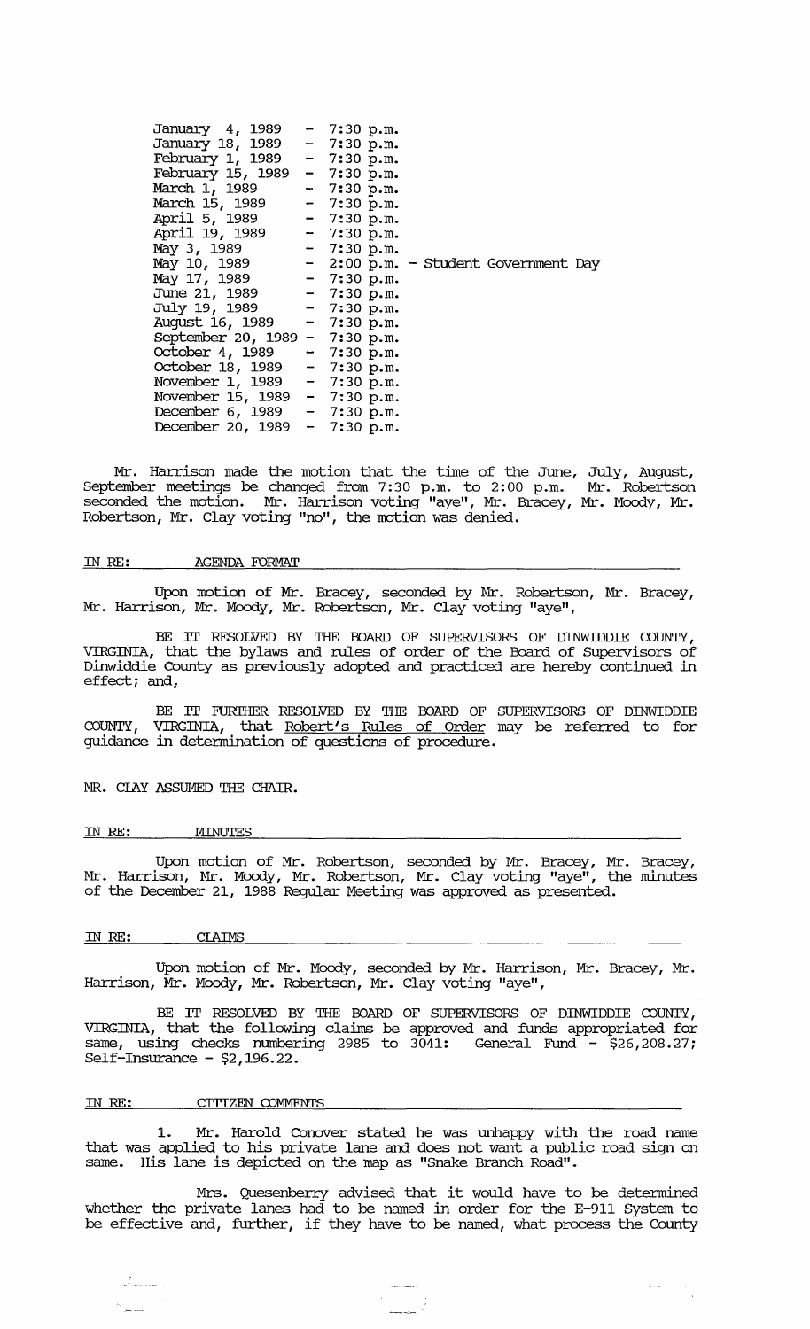January 4, 1989 - 7:30 p.m.
January 18, 1989 - 7:30 p.m.
February 1, 1989 - 7:30 p.m.
February 15, 1989 - 7:30 p.m.
March 1, 1989 - 7:30 p.m.
March 15, 1989 - 7:30 p.m.
April 5, 1989 - 7:30 p.m.
April 19, 1989 - 7:30 p.m.
May 3, 1989 - 7:30 p.m.
May 10, 1989 - 2:00 p.m. - Student Government Day
May 17, 1989 - 7:30 p.m.
June 21, 1989 - 7:30 p.m.
July 19, 1989 - 7:30 p.m.
August 16, 1989 - 7:30 p.m.
September 20, 1989 - 7:30 p.m.
October 4, 1989 - 7:30 p.m.
October 18, 1989 - 7:30 p.m.
November 1, 1989 - 7:30 p.m.
November 15, 1989 - 7:30 p.m.
December 6, 1989 - 7:30 p.m.
December 20, 1989 - 7:30 p.m.

Mr. Harrison made the motion that the time of the June, July, August, September meetings be changed from 7:30 p.m. to 2:00 p.m. Mr. Robertson seconded the motion. Mr. Harrison voting "aye", Mr. Bracey, Mr. Moody, Mr. Robertson, Mr. Clay voting "no", the motion was denied.

IN RE: AGENDA FORMAT

Upon motion of Mr. Bracey, seconded by Mr. Robertson, Mr. Bracey, Mr. Harrison, Mr. Moody, Mr. Robertson, Mr. Clay voting "aye",

BE IT RESOLVED BY THE BOARD OF SUPERVISORS OF DINWIDDIE COUNTY, VIRGINIA, that the bylaws and rules of order of the Board of Supervisors of Dinwiddie County as previously adopted and practiced are hereby continued in effect; and,

BE IT FURTHER RESOLVED BY THE BOARD OF SUPERVISORS OF DINWIDDIE COUNTY, VIRGINIA, that Robert's Rules of Order may be referred to for guidance in determination of questions of procedure.

MR. CLAY ASSUMED THE CHAIR.

IN RE: MINUTES

Upon motion of Mr. Robertson, seconded by Mr. Bracey, Mr. Bracey, Mr. Harrison, Mr. Moody, Mr. Robertson, Mr. Clay voting "aye", the minutes of the December 21, 1988 Regular Meeting was approved as presented.

IN RE: CLAIMS

Upon motion of Mr. Moody, seconded by Mr. Harrison, Mr. Bracey, Mr. Harrison, Mr. Moody, Mr. Robertson, Mr. Clay voting "aye",

BE IT RESOLVED BY THE BOARD OF SUPERVISORS OF DINWIDDIE COUNTY, VIRGINIA, that the following claims be approved and funds appropriated for same, using checks numbering 2985 to 3041: General Fund - $26,208.27; Self-Insurance - $2,196.22.

IN RE: CITIZEN COMMENTS

1. Mr. Harold Conover stated he was unhappy with the road name that was applied to his private lane and does not want a public road sign on same. His lane is depicted on the map as "Snake Branch Road".

Mrs. Quesenberry advised that it would have to be determined whether the private lanes had to be named in order for the E-911 System to be effective and, further, if they have to be named, what process the County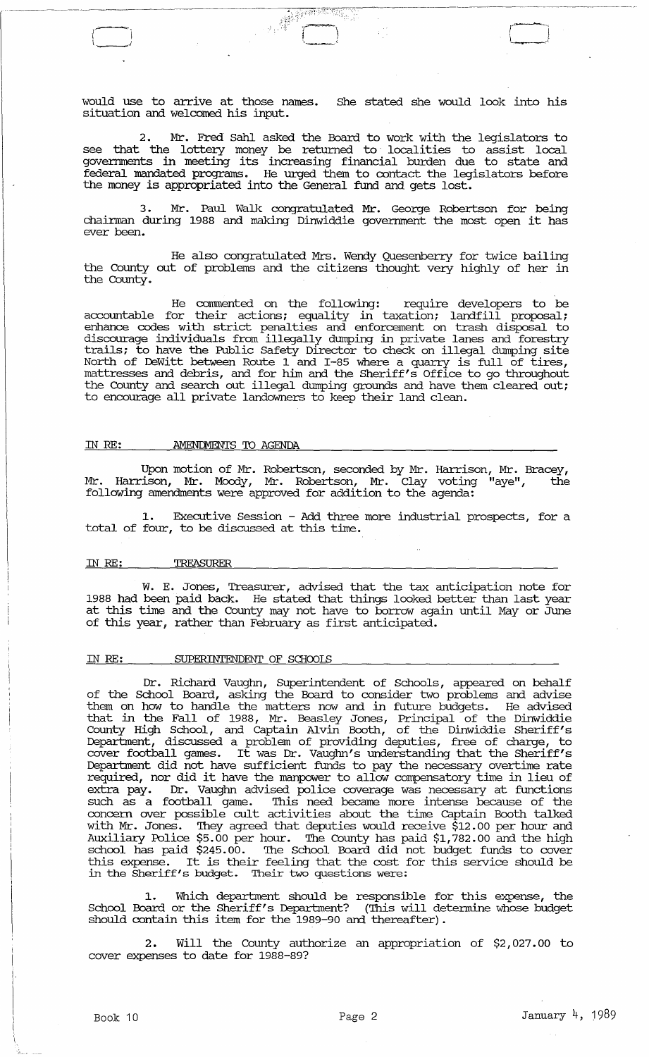would use to arrive at those names. She stated she would look into his situation and welcomed his input.

2. Mr. Fred Sahl asked the Board to work with the legislators to see that the lottery money be returned to localities to assist local governments in meeting its increasing financial burden due to state and federal mandated programs. He urged them to contact the legislators before the money is appropriated into the General fund and gets lost.

3. Mr. Paul Walk congratulated Mr. George Robertson for being chairman during 1988 and making Dinwiddie government the most open it has ever been.

He also congratulated Mrs. Wendy Quesenberry for twice bailing the County out of problems and the citizens thought very highly of her in the County.

He commented on the following: require developers to be accountable for their actions; equality in taxation; landfill proposal; enhance codes with strict penalties and enforcement on trash disposal to discourage individuals from illegally dumping in private lanes and forestry trails; to have the Public Safety Director to check on illegal dumping site North of DeWitt between Route 1 and I-85 where a quarry is full of tires, mattresses and debris, and for him and the Sheriff's Office to go throughout the County and search out illegal dumping grounds and have them cleared out; to encourage all private landowners to keep their land clean.

IN RE: AMENDMENTS TO AGENDA

Upon motion of Mr. Robertson, seconded by Mr. Harrison, Mr. Bracey, Mr. Harrison, Mr. Moody, Mr. Robertson, Mr. Clay voting "aye", the following amendments were approved for addition to the agenda:

1. Executive Session - Add three more industrial prospects, for a total of four, to be discussed at this time.

IN RE: TREASURER

W. E. Jones, Treasurer, advised that the tax anticipation note for 1988 had been paid back. He stated that things looked better than last year at this time and the County may not have to borrow again until May or June of this year, rather than February as first anticipated.

IN RE: SUPERINTENDENT OF SCHOOLS

Dr. Richard Vaughn, Superintendent of Schools, appeared on behalf of the School Board, asking the Board to consider two problems and advise them on how to handle the matters now and in future budgets. He advised that in the Fall of 1988, Mr. Beasley Jones, Principal of the Dinwiddie County High School, and Captain Alvin Booth, of the Dinwiddie Sheriff's Department, discussed a problem of providing deputies, free of charge, to cover football games. It was Dr. Vaughn's understanding that the Sheriff's Department did not have sufficient funds to pay the necessary overtime rate required, nor did it have the manpower to allow compensatory time in lieu of extra pay. Dr. Vaughn advised police coverage was necessary at functions such as a football game. This need became more intense because of the concern over possible cult activities about the time Captain Booth talked with Mr. Jones. They agreed that deputies would receive $12.00 per hour and Auxiliary Police $5.00 per hour. The County has paid $1,782.00 and the high school has paid $245.00. The School Board did not budget funds to cover this expense. It is their feeling that the cost for this service should be in the Sheriff's budget. Their two questions were:

1. Which department should be responsible for this expense, the School Board or the Sheriff's Department? (This will determine whose budget should contain this item for the 1989-90 and thereafter).

2. Will the County authorize an appropriation of $2,027.00 to cover expenses to date for 1988-89?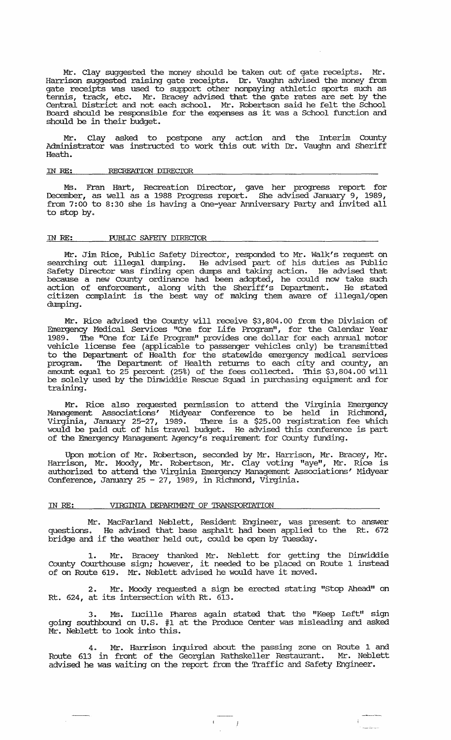Mr. Clay suggested the money should be taken out of gate receipts. Mr. Harrison suggested raising gate receipts. Dr. Vaughn advised the money from gate receipts was used to support other nonpaying athletic sports such as tennis, track, etc. Mr. Bracey advised that the gate rates are set by the Central District and not each school. Mr. Robertson said he felt the School Board should be responsible for the expenses as it was a School function and should be in their budget.

Mr. Clay asked to postpone any action and the Interim County Administrator was instructed to work this out with Dr. Vaughn and Sheriff Heath.

IN RE: RECREATION DIRECTOR

Ms. Fran Hart, Recreation Director, gave her progress report for December, as well as a 1988 Progress report. She advised January 9, 1989, from 7:00 to 8:30 she is having a One-year Anniversary Party and invited all to stop by.

IN RE: PUBLIC SAFETY DIRECTOR

Mr. Jim Rice, Public Safety Director, responded to Mr. Walk's request on searching out illegal dumping. He advised part of his duties as Public Safety Director was finding open dumps and taking action. He advised that because a new County ordinance had been adopted, he could now take such action of enforcement, along with the Sheriff's Department. He stated citizen complaint is the best way of making them aware of illegal/open dumping.

Mr. Rice advised the County will receive $3,804.00 from the Division of Emergency Medical Services "One for Life Program", for the Calendar Year 1989. The "One for Life Program" provides one dollar for each annual motor vehicle license fee (applicable to passenger vehicles only) be transmitted to the Department of Health for the statewide emergency medical services program. The Department of Health returns to each city and county, an amount equal to 25 percent (25%) of the fees collected. This $3,804.00 will be solely used by the Dinwiddie Rescue Squad in purchasing equipment and for training.

Mr. Rice also requested permission to attend the Virginia Emergency Management Associations' Midyear Conference to be held in Richmond, Virginia, January 25-27, 1989. There is a $25.00 registration fee which would be paid out of his travel budget. He advised this conference is part of the Emergency Management Agency's requirement for County funding.

Upon motion of Mr. Robertson, seconded by Mr. Harrison, Mr. Bracey, Mr. Harrison, Mr. Moody, Mr. Robertson, Mr. Clay voting "aye", Mr. Rice is authorized to attend the Virginia Emergency Management Associations' Midyear Conference, January 25 - 27, 1989, in Richmond, Virginia.

IN RE: VIRGINIA DEPARTMENT OF TRANSPORTATION

Mr. MacFarland Neblett, Resident Engineer, was present to answer questions. He advised that base asphalt had been applied to the Rt. 672 bridge and if the weather held out, could be open by Tuesday.

1. Mr. Bracey thanked Mr. Neblett for getting the Dinwiddie County Courthouse sign; however, it needed to be placed on Route 1 instead of on Route 619. Mr. Neblett advised he would have it moved.

2. Mr. Moody requested a sign be erected stating "Stop Ahead" on Rt. 624, at its intersection with Rt. 613.

3. Ms. Lucille Phares again stated that the "Keep Left" sign going southbound on U.S. #1 at the Produce Center was misleading and asked Mr. Neblett to look into this.

4. Mr. Harrison inquired about the passing zone on Route 1 and Route 613 in front of the Georgian Rathskeller Restaurant. Mr. Neblett advised he was waiting on the report from the Traffic and Safety Engineer.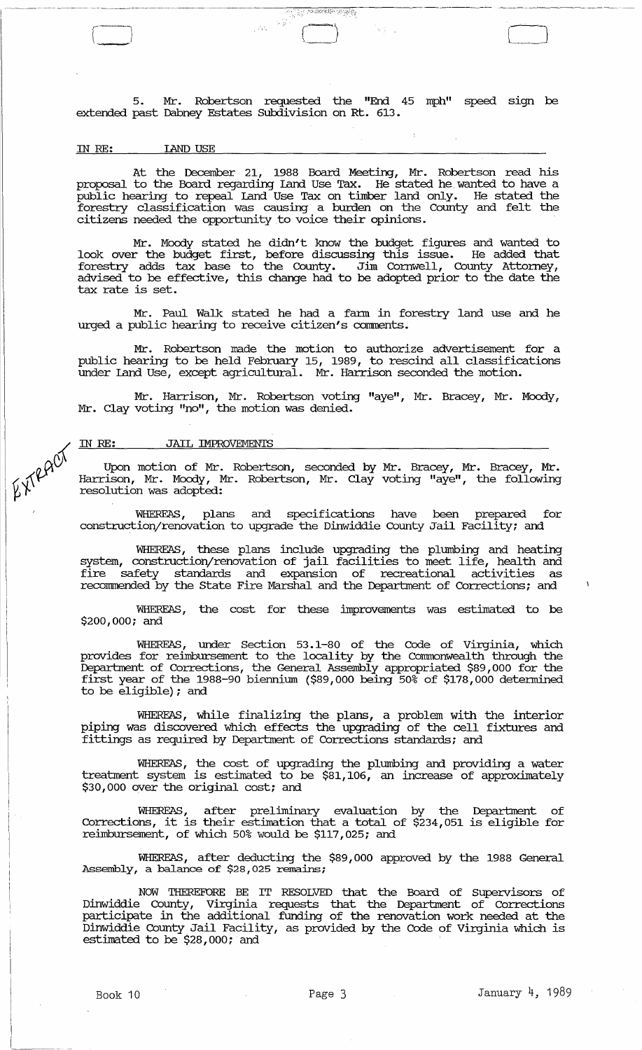5. Mr. Robertson requested the "End 45 mph" speed sign be extended past Dabney Estates Subdivision on Rt. 613.

IN RE: LAND USE

At the December 21, 1988 Board Meeting, Mr. Robertson read his proposal to the Board regarding Land Use Tax. He stated he wanted to have a public hearing to repeal Land Use Tax on timber land only. He stated the forestry classification was causing a burden on the County and felt the citizens needed the opportunity to voice their opinions.

Mr. Moody stated he didn't know the budget figures and wanted to look over the budget first, before discussing this issue. He added that forestry adds tax base to the County. Jim Cornwell, County Attorney, advised to be effective, this change had to be adopted prior to the date the tax rate is set.

Mr. Paul Walk stated he had a farm in forestry land use and he urged a public hearing to receive citizen's comments.

Mr. Robertson made the motion to authorize advertisement for a public hearing to be held February 15, 1989, to rescind all classifications under Land Use, except agricultural. Mr. Harrison seconded the motion.

Mr. Harrison, Mr. Robertson voting "aye", Mr. Bracey, Mr. Moody, Mr. Clay voting "no", the motion was denied.

IN RE: JAIL IMPROVEMENTS

EXTRACT

Upon motion of Mr. Robertson, seconded by Mr. Bracey, Mr. Bracey, Mr. Harrison, Mr. Moody, Mr. Robertson, Mr. Clay voting "aye", the following resolution was adopted:

WHEREAS, plans and specifications have been prepared for construction/renovation to upgrade the Dinwiddie County Jail Facility; and

WHEREAS, these plans include upgrading the plumbing and heating system, construction/renovation of jail facilities to meet life, health and fire safety standards and expansion of recreational activities as recommended by the State Fire Marshal and the Department of Corrections; and

WHEREAS, the cost for these improvements was estimated to be $200,000; and

WHEREAS, under Section 53.1-80 of the Code of Virginia, which provides for reimbursement to the locality by the Commonwealth through the Department of Corrections, the General Assembly appropriated $89,000 for the first year of the 1988-90 biennium ($89,000 being 50% of $178,000 determined to be eligible); and

WHEREAS, while finalizing the plans, a problem with the interior piping was discovered which effects the upgrading of the cell fixtures and fittings as required by Department of Corrections standards; and

WHEREAS, the cost of upgrading the plumbing and providing a water treatment system is estimated to be $81,106, an increase of approximately $30,000 over the original cost; and

WHEREAS, after preliminary evaluation by the Department of Corrections, it is their estimation that a total of $234,051 is eligible for reimbursement, of which 50% would be $117,025; and

WHEREAS, after deducting the $89,000 approved by the 1988 General Assembly, a balance of $28,025 remains;

NOW THEREFORE BE IT RESOLVED that the Board of Supervisors of Dinwiddie County, Virginia requests that the Department of Corrections participate in the additional funding of the renovation work needed at the Dinwiddie County Jail Facility, as provided by the Code of Virginia which is estimated to be $28,000; and

Book 10 Page 3 January 4, 1989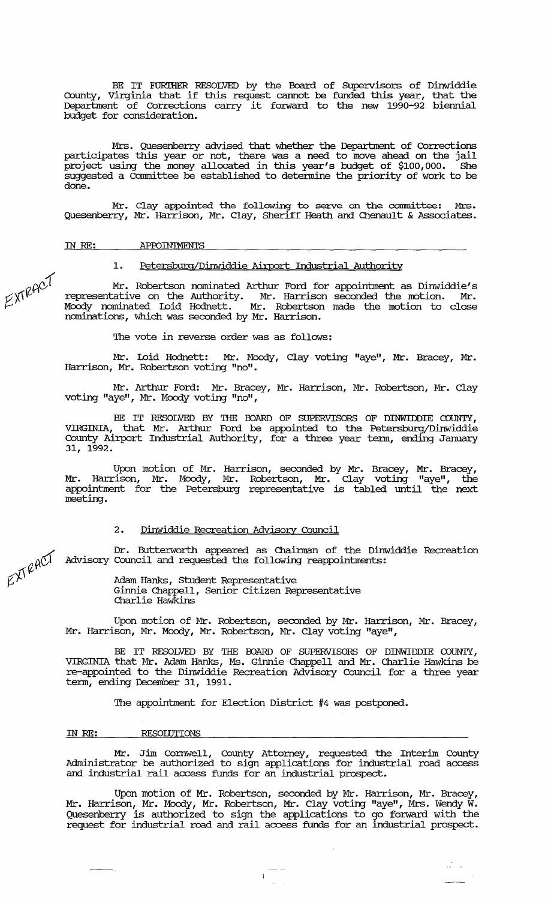BE IT FURTHER RESOLVED by the Board of Supervisors of Dinwiddie County, Virginia that if this request cannot be funded this year, that the Department of Corrections carry it forward to the new 1990-92 biennial budget for consideration.

Mrs. Quesenberry advised that whether the Department of Corrections participates this year or not, there was a need to move ahead on the jail project using the money allocated in this year's budget of $100,000. She suggested a Committee be established to determine the priority of work to be done.

Mr. Clay appointed the following to serve on the committee: Mrs. Quesenberry, Mr. Harrison, Mr. Clay, Sheriff Heath and Chenault & Associates.

IN RE: APPOINTMENTS

1. Petersburg/Dinwiddie Airport Industrial Authority

EXTRACT

Mr. Robertson nominated Arthur Ford for appointment as Dinwiddie's representative on the Authority. Mr. Harrison seconded the motion. Mr. Moody nominated Loid Hodnett. Mr. Robertson made the motion to close nominations, which was seconded by Mr. Harrison.

The vote in reverse order was as follows:

Mr. Loid Hodnett: Mr. Moody, Clay voting "aye", Mr. Bracey, Mr. Harrison, Mr. Robertson voting "no".

Mr. Arthur Ford: Mr. Bracey, Mr. Harrison, Mr. Robertson, Mr. Clay voting "aye", Mr. Moody voting "no",

BE IT RESOLVED BY THE BOARD OF SUPERVISORS OF DINWIDDIE COUNTY, VIRGINIA, that Mr. Arthur Ford be appointed to the Petersburg/Dinwiddie County Airport Industrial Authority, for a three year term, ending January 31, 1992.

Upon motion of Mr. Harrison, seconded by Mr. Bracey, Mr. Bracey, Mr. Harrison, Mr. Moody, Mr. Robertson, Mr. Clay voting "aye", the appointment for the Petersburg representative is tabled until the next meeting.

2. Dinwiddie Recreation Advisory Council

EXTRACT

Dr. Butterworth appeared as Chairman of the Dinwiddie Recreation Advisory Council and requested the following reappointments:

Adam Hanks, Student Representative
Ginnie Chappell, Senior Citizen Representative
Charlie Hawkins

Upon motion of Mr. Robertson, seconded by Mr. Harrison, Mr. Bracey, Mr. Harrison, Mr. Moody, Mr. Robertson, Mr. Clay voting "aye",

BE IT RESOLVED BY THE BOARD OF SUPERVISORS OF DINWIDDIE COUNTY, VIRGINIA that Mr. Adam Hanks, Ms. Ginnie Chappell and Mr. Charlie Hawkins be re-appointed to the Dinwiddie Recreation Advisory Council for a three year term, ending December 31, 1991.

The appointment for Election District #4 was postponed.

IN RE: RESOLUTIONS

Mr. Jim Cornwell, County Attorney, requested the Interim County Administrator be authorized to sign applications for industrial road access and industrial rail access funds for an industrial prospect.

Upon motion of Mr. Robertson, seconded by Mr. Harrison, Mr. Bracey, Mr. Harrison, Mr. Moody, Mr. Robertson, Mr. Clay voting "aye", Mrs. Wendy W. Quesenberry is authorized to sign the applications to go forward with the request for industrial road and rail access funds for an industrial prospect.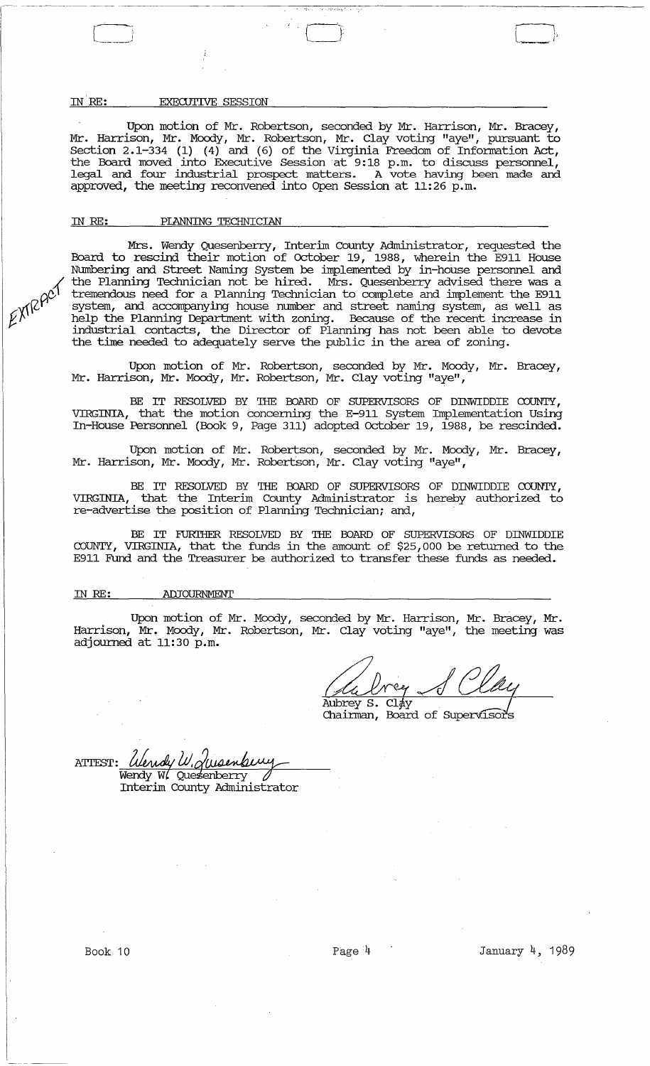IN RE: EXECUTIVE SESSION

Upon motion of Mr. Robertson, seconded by Mr. Harrison, Mr. Bracey, Mr. Harrison, Mr. Moody, Mr. Robertson, Mr. Clay voting "aye", pursuant to Section 2.1-334 (1) (4) and (6) of the Virginia Freedom of Information Act, the Board moved into Executive Session at 9:18 p.m. to discuss personnel, legal and four industrial prospect matters. A vote having been made and approved, the meeting reconvened into Open Session at 11:26 p.m.

IN RE: PLANNING TECHNICIAN

EXTRACT

Mrs. Wendy Quesenberry, Interim County Administrator, requested the Board to rescind their motion of October 19, 1988, wherein the E911 House Numbering and Street Naming System be implemented by in-house personnel and the Planning Technician not be hired. Mrs. Quesenberry advised there was a tremendous need for a Planning Technician to complete and implement the E911 system, and accompanying house number and street naming system, as well as help the Planning Department with zoning. Because of the recent increase in industrial contacts, the Director of Planning has not been able to devote the time needed to adequately serve the public in the area of zoning.

Upon motion of Mr. Robertson, seconded by Mr. Moody, Mr. Bracey, Mr. Harrison, Mr. Moody, Mr. Robertson, Mr. Clay voting "aye",

BE IT RESOLVED BY THE BOARD OF SUPERVISORS OF DINWIDDIE COUNTY, VIRGINIA, that the motion concerning the E-911 System Implementation Using In-House Personnel (Book 9, Page 311) adopted October 19, 1988, be rescinded.

Upon motion of Mr. Robertson, seconded by Mr. Moody, Mr. Bracey, Mr. Harrison, Mr. Moody, Mr. Robertson, Mr. Clay voting "aye",

BE IT RESOLVED BY THE BOARD OF SUPERVISORS OF DINWIDDIE COUNTY, VIRGINIA, that the Interim County Administrator is hereby authorized to re-advertise the position of Planning Technician; and,

BE IT FURTHER RESOLVED BY THE BOARD OF SUPERVISORS OF DINWIDDIE COUNTY, VIRGINIA, that the funds in the amount of $25,000 be returned to the E911 Fund and the Treasurer be authorized to transfer these funds as needed.

IN RE: ADJOURNMENT

Upon motion of Mr. Moody, seconded by Mr. Harrison, Mr. Bracey, Mr. Harrison, Mr. Moody, Mr. Robertson, Mr. Clay voting "aye", the meeting was adjourned at 11:30 p.m.

Aubrey S. Clay
Chairman, Board of Supervisors

ATTEST: Wendy W. Quesenberry
Interim County Administrator

Book 10 | Page 4 | January 4, 1989